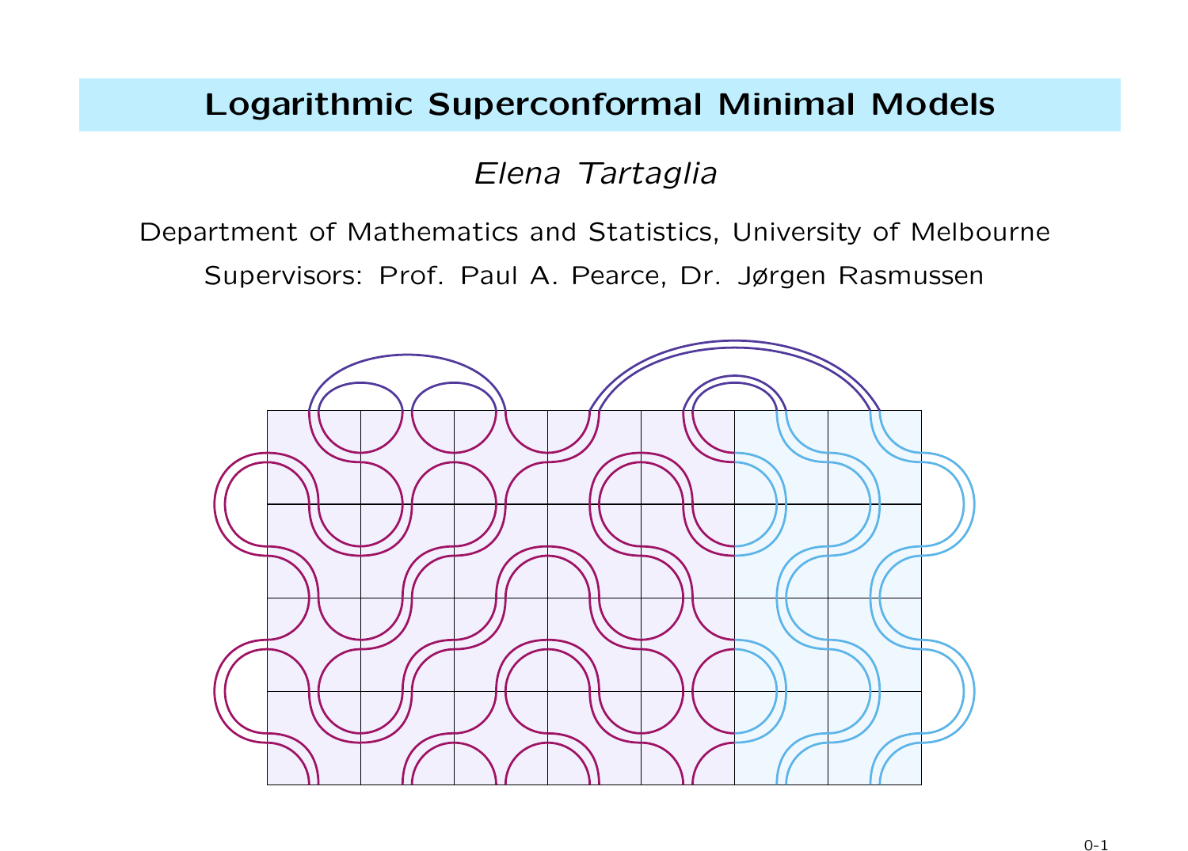# Logarithmic Superconformal Minimal Models

*Elena Tartaglia*

Department of Mathematics and Statistics, University of Melbourne

Supervisors: Prof. Paul A. Pearce, Dr. Jørgen Rasmussen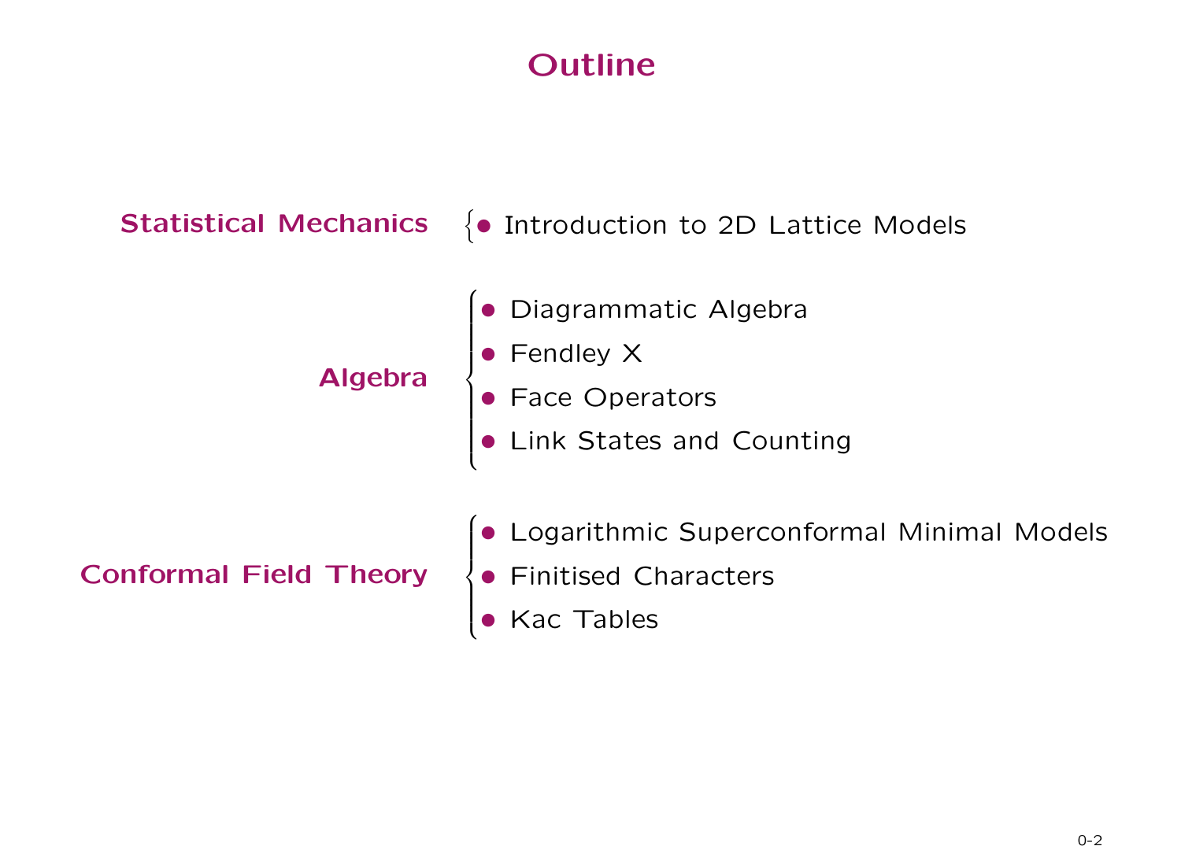# Outline

**Statistical Mechanics**

- Introduction to 2D Lattice Models

**Algebra**

- Diagrammatic Algebra
- Fendley X
- Face Operators
- Link States and Counting

**Conformal Field Theory**

- Logarithmic Superconformal Minimal Models
- Finitised Characters
- Kac Tables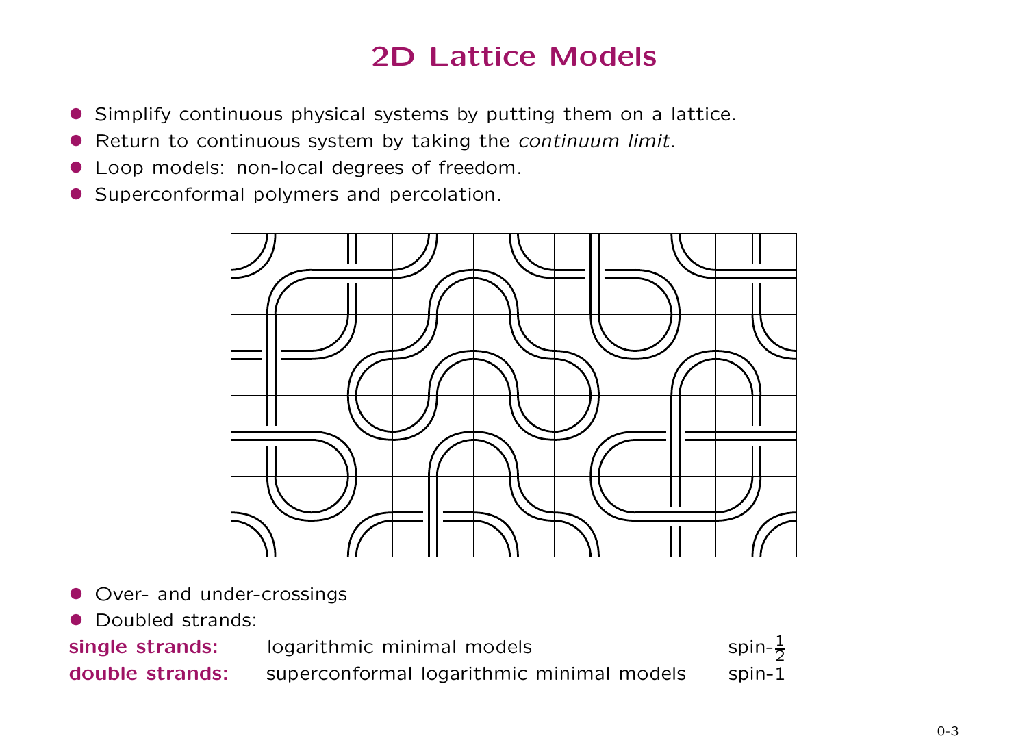# 2D Lattice Models

- Simplify continuous physical systems by putting them on a lattice.
- Return to continuous system by taking the *continuum limit*.
- Loop models: non-local degrees of freedom.
- Superconformal polymers and percolation.

- Over- and under-crossings
- Doubled strands:

| | | |
|---|---|---|
| **single strands:** | logarithmic minimal models | spin-$\frac{1}{2}$ |
| **double strands:** | superconformal logarithmic minimal models | spin-1 |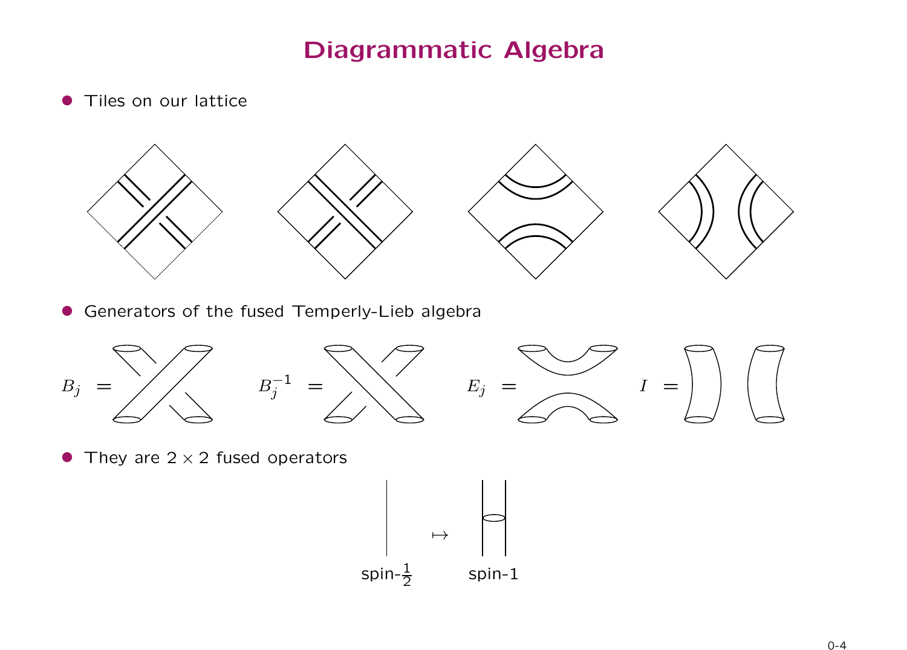# Diagrammatic Algebra

- Tiles on our lattice

- Generators of the fused Temperly-Lieb algebra

$B_j =$ $\qquad B_j^{-1} =$ $\qquad E_j =$ $\qquad I =$

- They are $2 \times 2$ fused operators

spin-$\frac{1}{2}$ $\mapsto$ spin-1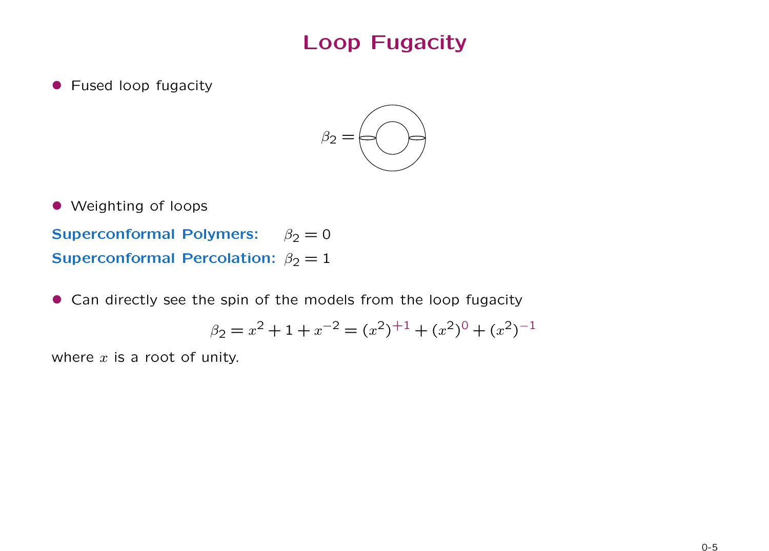# Loop Fugacity

- Fused loop fugacity

$$\beta_2 =$$

- Weighting of loops

**Superconformal Polymers:** $\beta_2 = 0$

**Superconformal Percolation:** $\beta_2 = 1$

- Can directly see the spin of the models from the loop fugacity

$$\beta_2 = x^2 + 1 + x^{-2} = (x^2)^{+1} + (x^2)^0 + (x^2)^{-1}$$

where $x$ is a root of unity.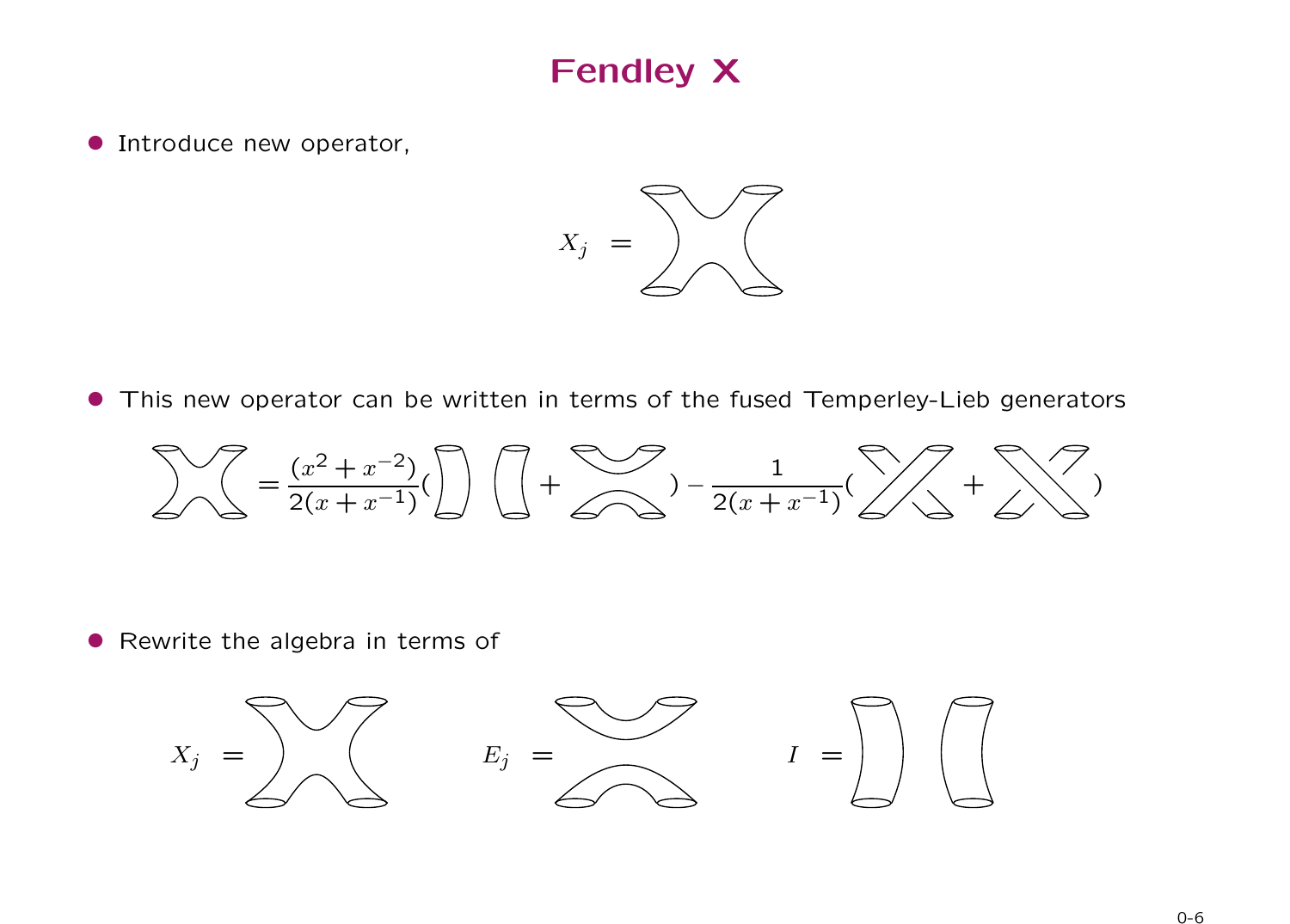# Fendley X

- Introduce new operator,

$$X_j =$$

- This new operator can be written in terms of the fused Temperley-Lieb generators

$$= \frac{(x^2 + x^{-2})}{2(x + x^{-1})}( \quad + \quad ) - \frac{1}{2(x + x^{-1})}( \quad + \quad )$$

- Rewrite the algebra in terms of

$$X_j = \qquad E_j = \qquad I =$$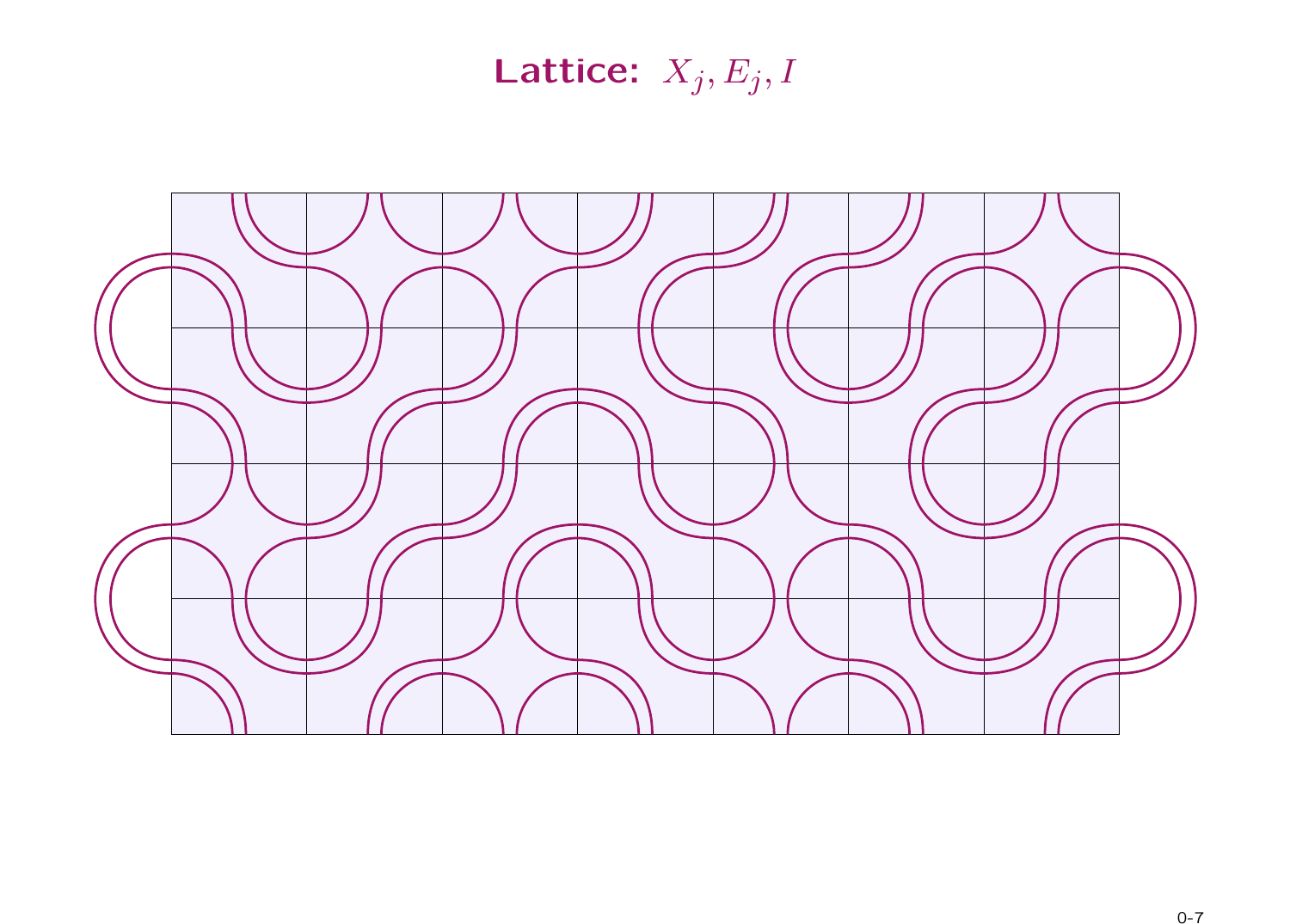# Lattice: $X_j, E_j, I$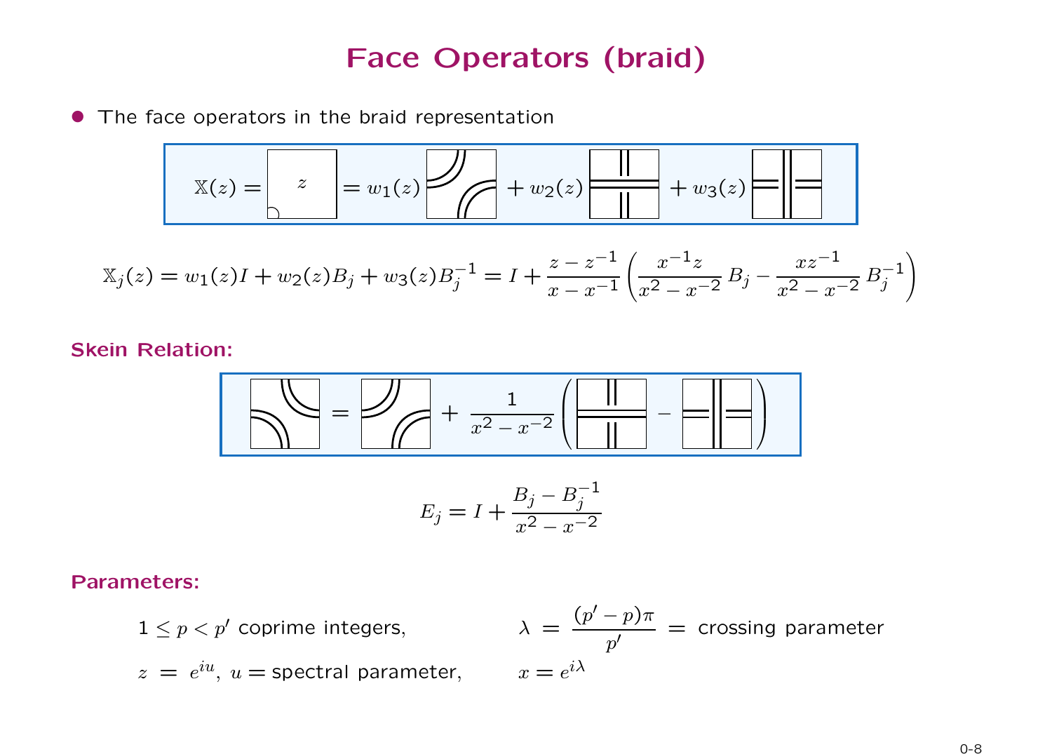# Face Operators (braid)

- The face operators in the braid representation

$$\mathbb{X}(z) = [\text{face } z] = w_1(z)\,[\text{tangle}] + w_2(z)\,[\text{braid}] + w_3(z)\,[\text{inverse braid}]$$

$$\mathbb{X}_j(z) = w_1(z) I + w_2(z) B_j + w_3(z) B_j^{-1} = I + \frac{z - z^{-1}}{x - x^{-1}} \left( \frac{x^{-1} z}{x^2 - x^{-2}}\, B_j - \frac{x z^{-1}}{x^2 - x^{-2}}\, B_j^{-1} \right)$$

**Skein Relation:**

$$[\text{tangle}] = [\text{tangle}] + \frac{1}{x^2 - x^{-2}} \left( [\text{braid}] - [\text{inverse braid}] \right)$$

$$E_j = I + \frac{B_j - B_j^{-1}}{x^2 - x^{-2}}$$

**Parameters:**

$1 \le p < p'$ coprime integers, $\qquad \lambda = \frac{(p' - p)\pi}{p'} =$ crossing parameter

$z = e^{iu}$, $u =$ spectral parameter, $\qquad x = e^{i\lambda}$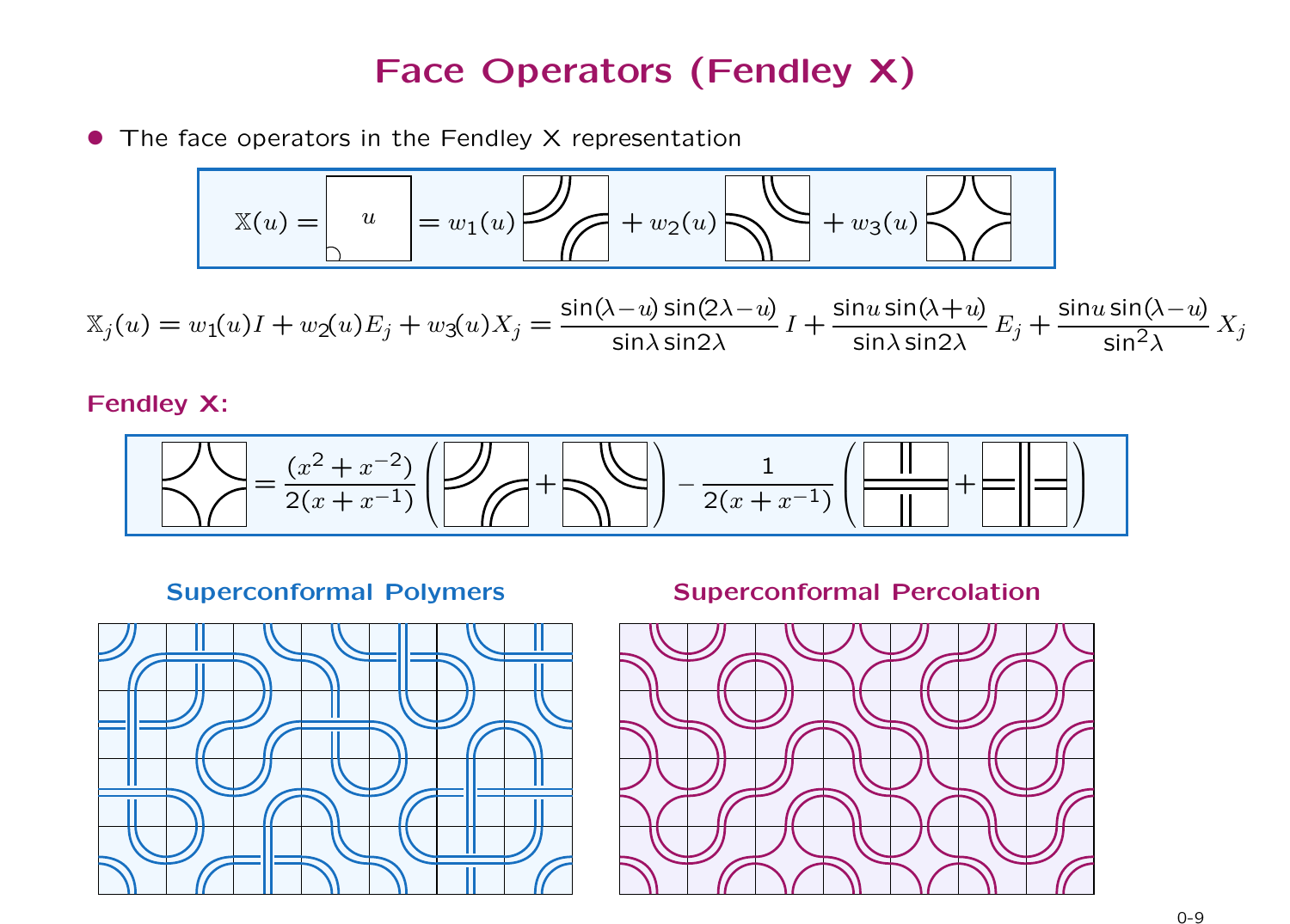# Face Operators (Fendley X)

- The face operators in the Fendley X representation

$$\mathbb{X}(u) = \boxed{u} = w_1(u) \; [\text{tile}] + w_2(u) \; [\text{tile}] + w_3(u) \; [\text{tile}]$$

$$\mathbb{X}_j(u) = w_1(u)I + w_2(u)E_j + w_3(u)X_j = \frac{\sin(\lambda-u)\sin(2\lambda-u)}{\sin\lambda\sin2\lambda}\,I + \frac{\sin u\sin(\lambda+u)}{\sin\lambda\sin2\lambda}\,E_j + \frac{\sin u\sin(\lambda-u)}{\sin^2\lambda}\,X_j$$

**Fendley X:**

$$[\text{tile}] = \frac{(x^2+x^{-2})}{2(x+x^{-1})}\Big([\text{tile}] + [\text{tile}]\Big) - \frac{1}{2(x+x^{-1})}\Big([\text{tile}] + [\text{tile}]\Big)$$

**Superconformal Polymers**

**Superconformal Percolation**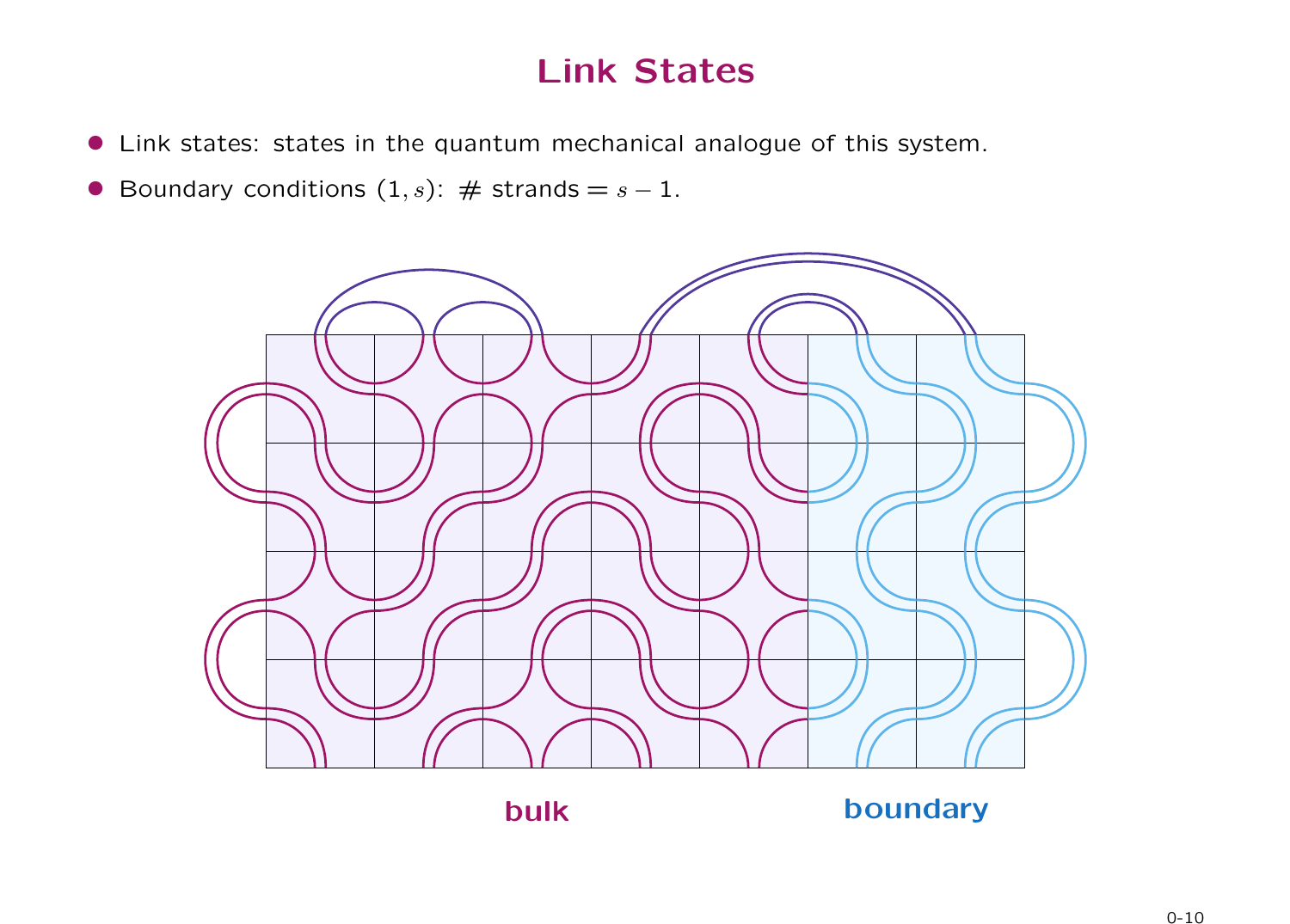# Link States

- Link states: states in the quantum mechanical analogue of this system.
- Boundary conditions $(1, s)$: # strands $= s - 1$.

**bulk** **boundary**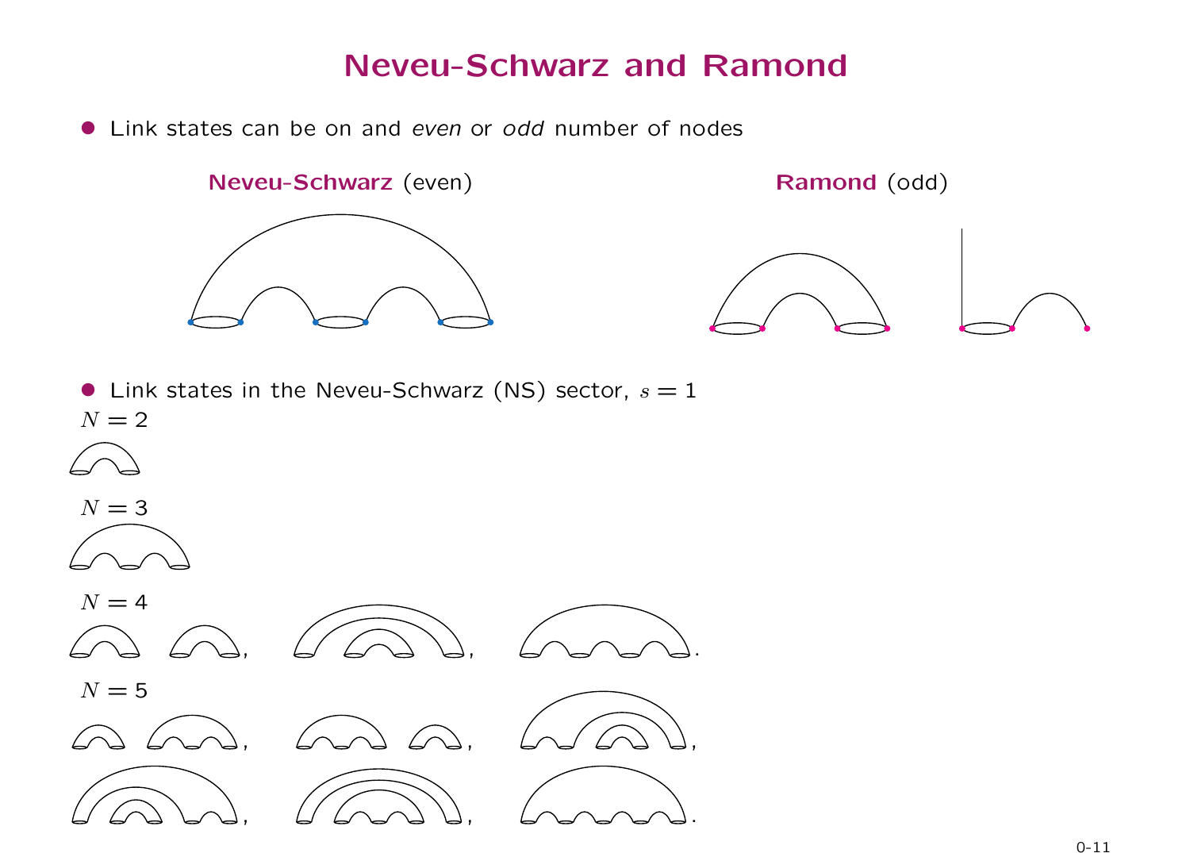# Neveu-Schwarz and Ramond

- Link states can be on and *even* or *odd* number of nodes

**Neveu-Schwarz** (even) **Ramond** (odd)

- Link states in the Neveu-Schwarz (NS) sector, $s = 1$

$N = 2$

$N = 3$

$N = 4$

$N = 5$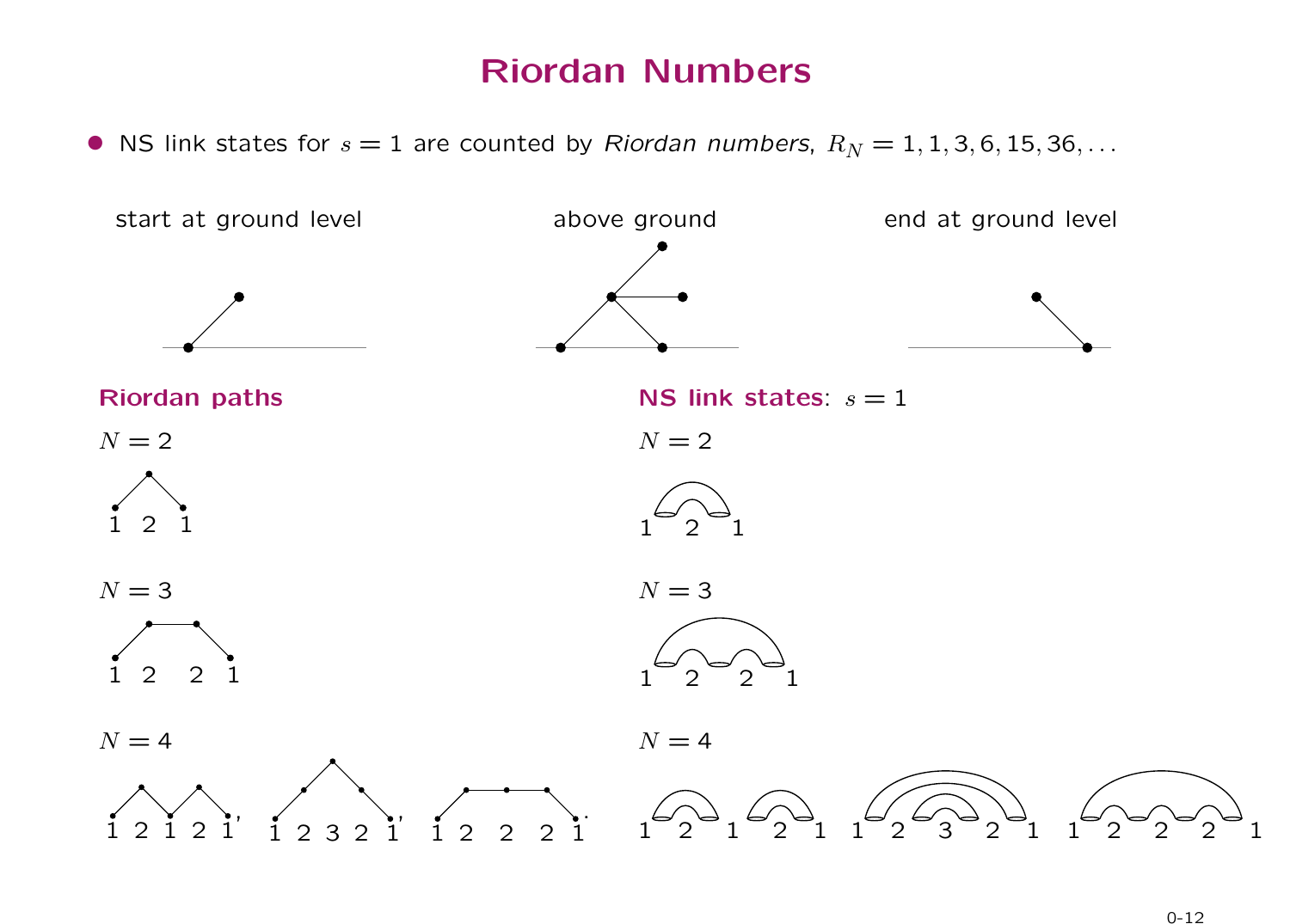# Riordan Numbers

- NS link states for $s = 1$ are counted by *Riordan numbers*, $R_N = 1, 1, 3, 6, 15, 36, \ldots$

start at ground level

above ground

end at ground level

**Riordan paths**

$N = 2$

1 2 1

$N = 3$

1 2 2 1

$N = 4$

1 2 1 2 1, 1 2 3 2 1, 1 2 2 2 1.

**NS link states**: $s = 1$

$N = 2$

1 2 1

$N = 3$

1 2 2 1

$N = 4$

1 2 1 2 1 1 2 3 2 1 1 2 2 2 1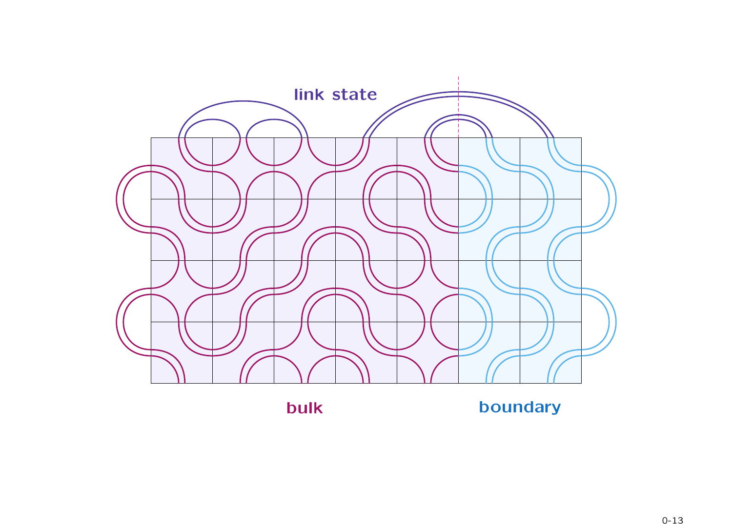link state

bulk

boundary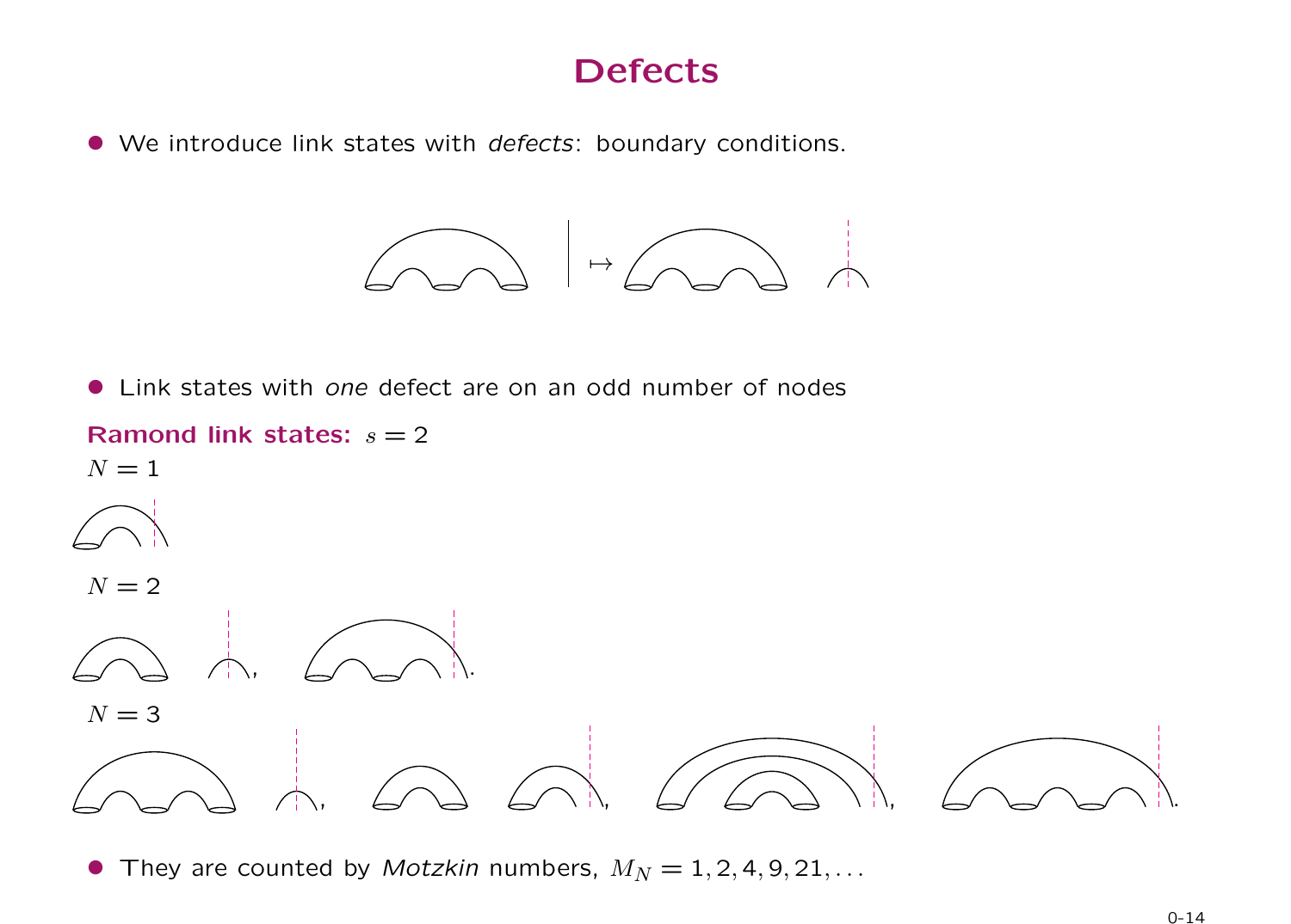# Defects

- We introduce link states with *defects*: boundary conditions.

$\mapsto$

- Link states with *one* defect are on an odd number of nodes

**Ramond link states:** $s = 2$

$N = 1$

$N = 2$

$N = 3$

- They are counted by *Motzkin* numbers, $M_N = 1, 2, 4, 9, 21, \ldots$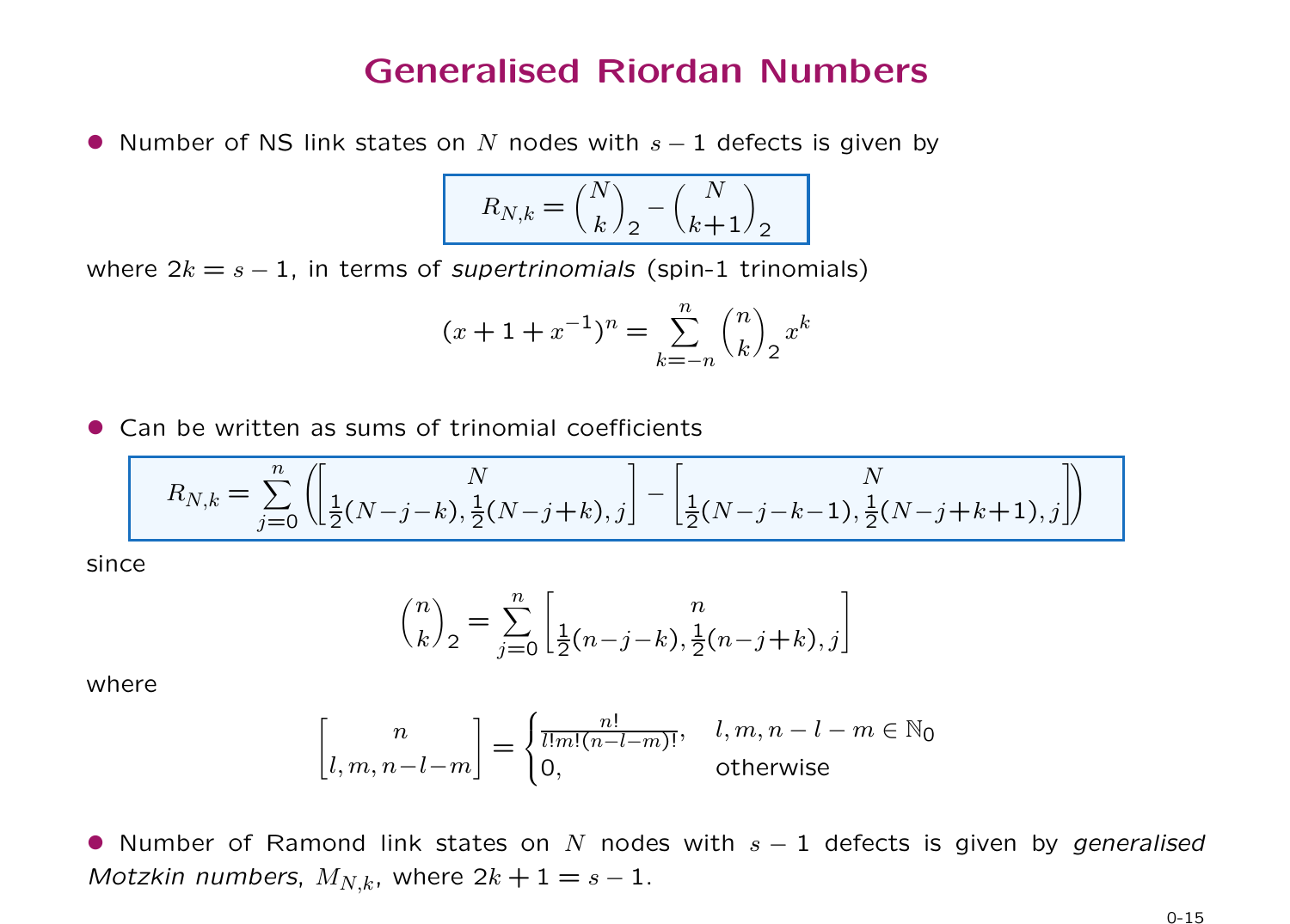# Generalised Riordan Numbers

- Number of NS link states on $N$ nodes with $s-1$ defects is given by

$$R_{N,k} = \binom{N}{k}_2 - \binom{N}{k+1}_2$$

where $2k = s-1$, in terms of *supertrinomials* (spin-1 trinomials)

$$(x+1+x^{-1})^n = \sum_{k=-n}^{n} \binom{n}{k}_2 x^k$$

- Can be written as sums of trinomial coefficients

$$R_{N,k} = \sum_{j=0}^{n} \left( \begin{bmatrix} N \\ \frac{1}{2}(N-j-k), \frac{1}{2}(N-j+k), j \end{bmatrix} - \begin{bmatrix} N \\ \frac{1}{2}(N-j-k-1), \frac{1}{2}(N-j+k+1), j \end{bmatrix} \right)$$

since

$$\binom{n}{k}_2 = \sum_{j=0}^{n} \begin{bmatrix} n \\ \frac{1}{2}(n-j-k), \frac{1}{2}(n-j+k), j \end{bmatrix}$$

where

$$\begin{bmatrix} n \\ l, m, n-l-m \end{bmatrix} = \begin{cases} \frac{n!}{l!m!(n-l-m)!}, & l, m, n-l-m \in \mathbb{N}_0 \\ 0, & \text{otherwise} \end{cases}$$

- Number of Ramond link states on $N$ nodes with $s-1$ defects is given by *generalised Motzkin numbers*, $M_{N,k}$, where $2k+1 = s-1$.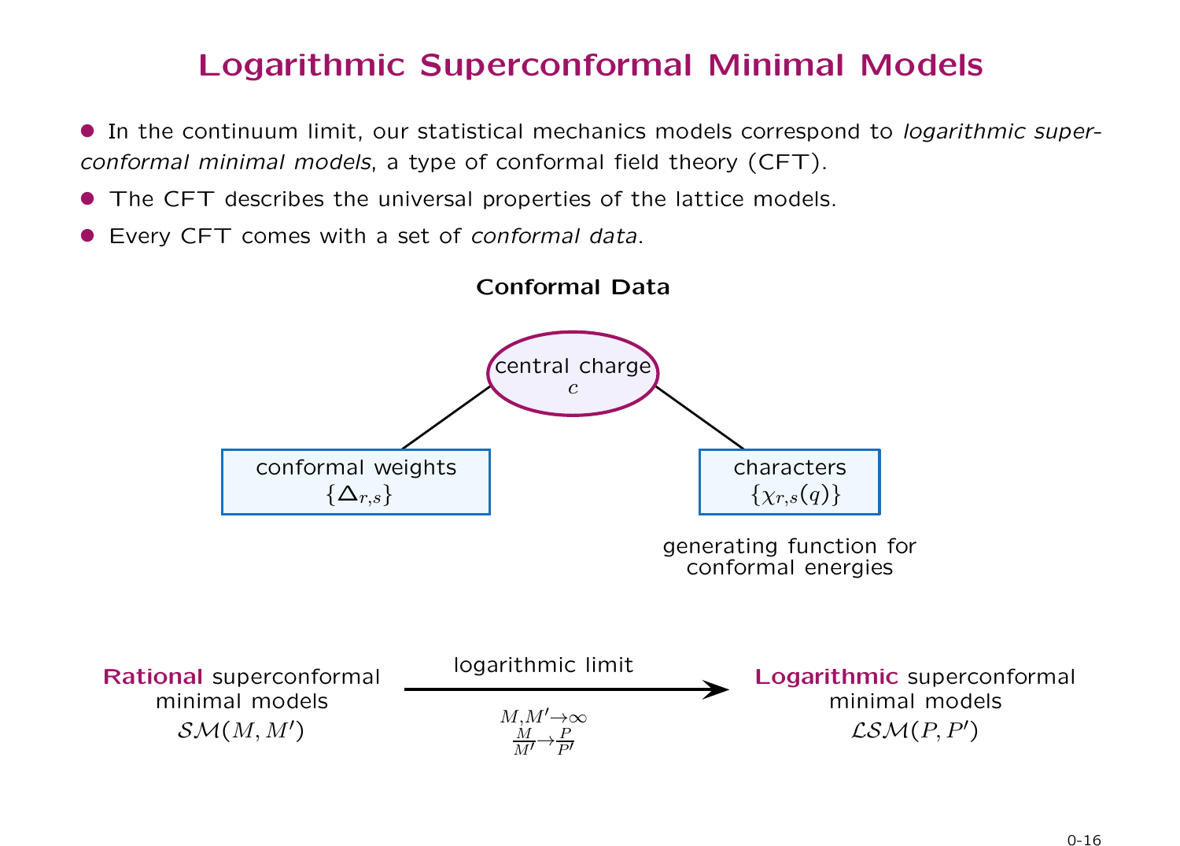# Logarithmic Superconformal Minimal Models

- In the continuum limit, our statistical mechanics models correspond to *logarithmic superconformal minimal models*, a type of conformal field theory (CFT).
- The CFT describes the universal properties of the lattice models.
- Every CFT comes with a set of *conformal data*.

**Conformal Data**

central charge
$c$

conformal weights
$\{\Delta_{r,s}\}$

characters
$\{\chi_{r,s}(q)\}$

generating function for conformal energies

**Rational** superconformal minimal models $\mathcal{SM}(M, M')$ —— logarithmic limit ($M, M' \to \infty$, $\frac{M}{M'} \to \frac{P}{P'}$) ——→ **Logarithmic** superconformal minimal models $\mathcal{LSM}(P, P')$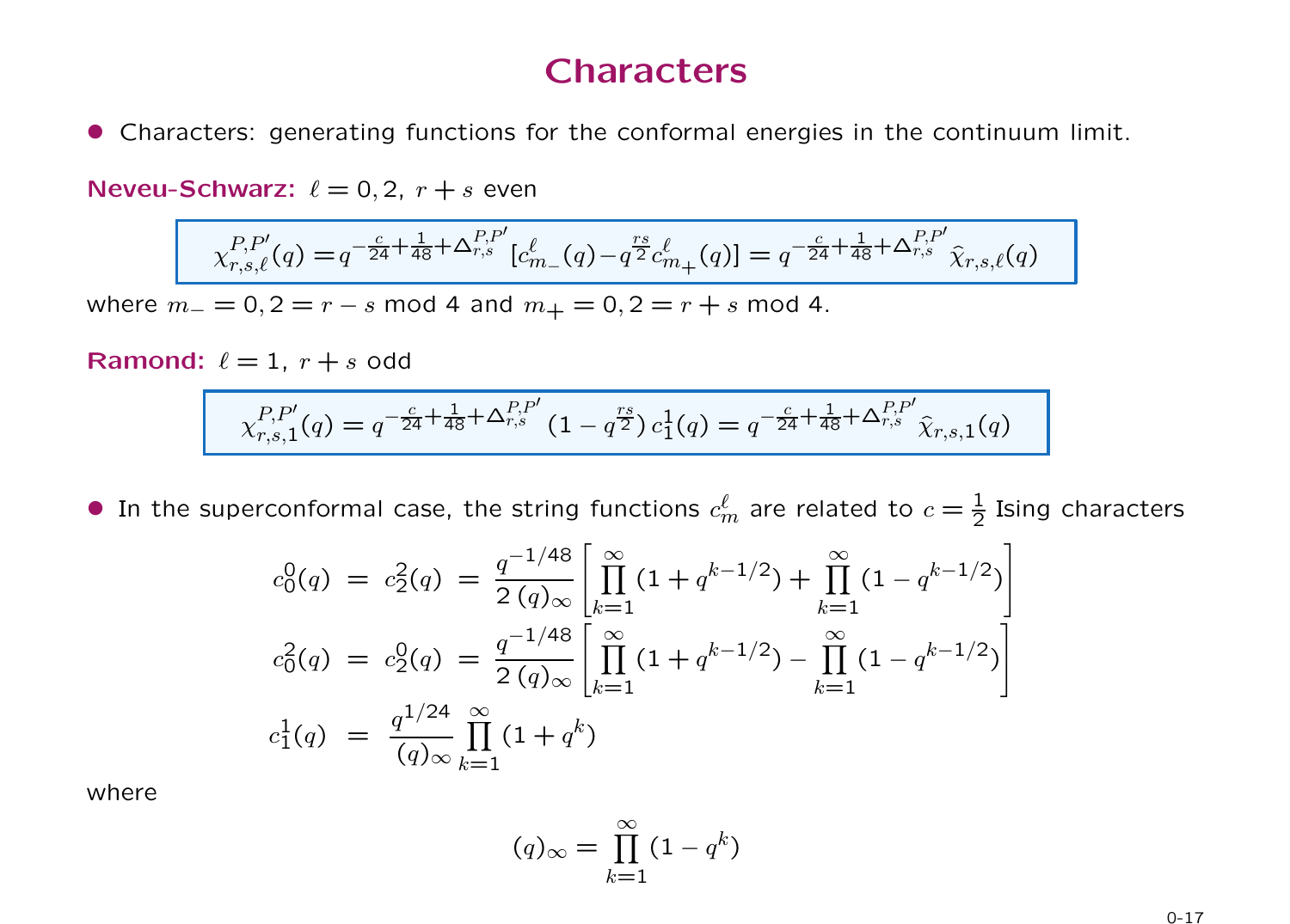# Characters

- Characters: generating functions for the conformal energies in the continuum limit.

**Neveu-Schwarz:** $\ell = 0, 2,\ r+s$ even

$$\chi^{P,P'}_{r,s,\ell}(q) = q^{-\frac{c}{24}+\frac{1}{48}+\Delta^{P,P'}_{r,s}}\,[c^{\ell}_{m_-}(q) - q^{\frac{rs}{2}} c^{\ell}_{m_+}(q)] = q^{-\frac{c}{24}+\frac{1}{48}+\Delta^{P,P'}_{r,s}}\,\widehat{\chi}_{r,s,\ell}(q)$$

where $m_- = 0, 2 = r-s \bmod 4$ and $m_+ = 0, 2 = r+s \bmod 4$.

**Ramond:** $\ell = 1,\ r+s$ odd

$$\chi^{P,P'}_{r,s,1}(q) = q^{-\frac{c}{24}+\frac{1}{48}+\Delta^{P,P'}_{r,s}}\,(1 - q^{\frac{rs}{2}})\, c^{1}_{1}(q) = q^{-\frac{c}{24}+\frac{1}{48}+\Delta^{P,P'}_{r,s}}\,\widehat{\chi}_{r,s,1}(q)$$

- In the superconformal case, the string functions $c^{\ell}_{m}$ are related to $c = \frac{1}{2}$ Ising characters

$$\begin{aligned}
c^0_0(q) \;=\; c^2_2(q) \;&=\; \frac{q^{-1/48}}{2\,(q)_\infty}\left[\prod_{k=1}^{\infty}(1+q^{k-1/2}) + \prod_{k=1}^{\infty}(1-q^{k-1/2})\right]\\
c^2_0(q) \;=\; c^0_2(q) \;&=\; \frac{q^{-1/48}}{2\,(q)_\infty}\left[\prod_{k=1}^{\infty}(1+q^{k-1/2}) - \prod_{k=1}^{\infty}(1-q^{k-1/2})\right]\\
c^1_1(q) \;&=\; \frac{q^{1/24}}{(q)_\infty}\prod_{k=1}^{\infty}(1+q^k)
\end{aligned}$$

where

$$(q)_\infty = \prod_{k=1}^{\infty}(1-q^k)$$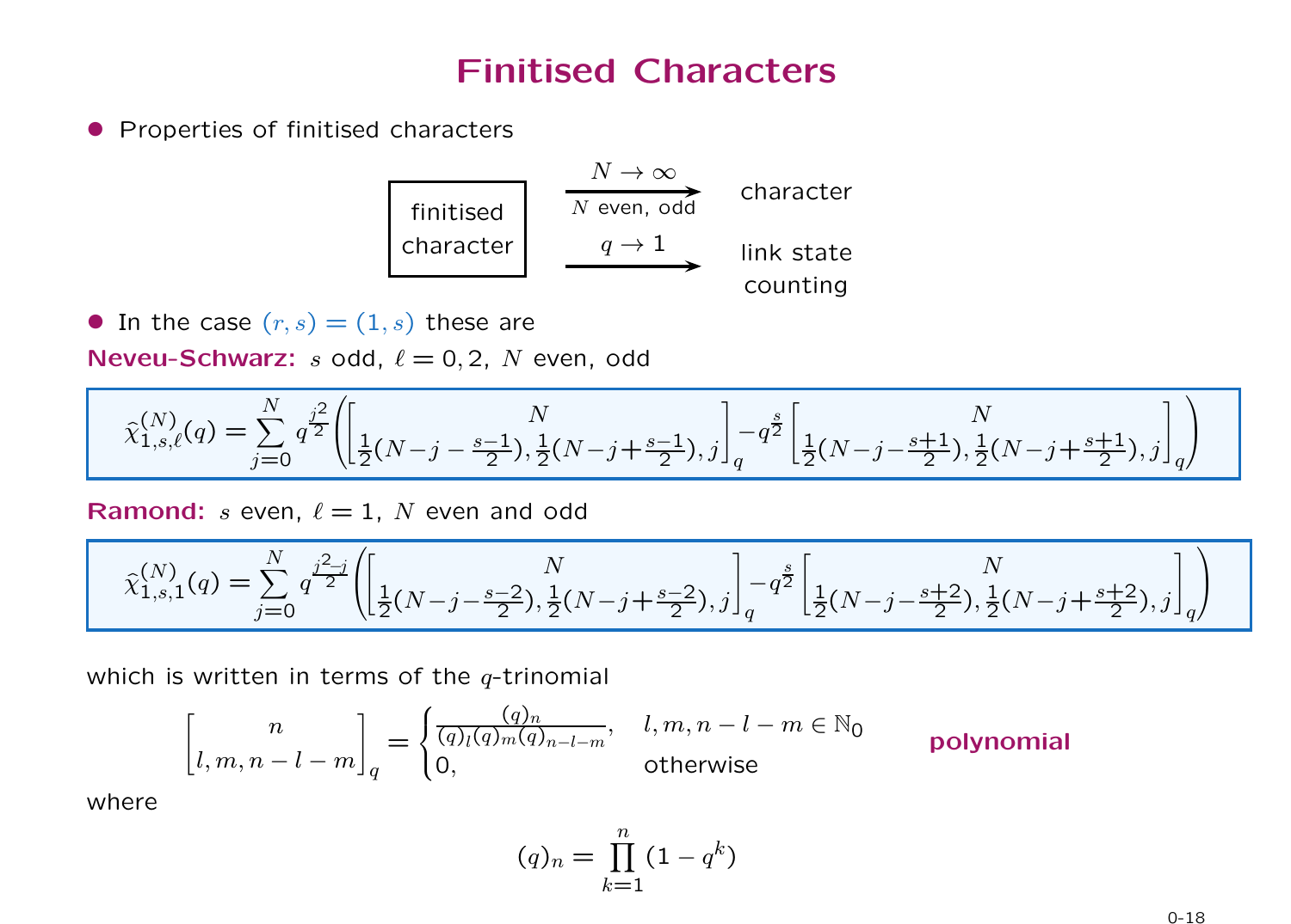# Finitised Characters

- Properties of finitised characters

$$\boxed{\text{finitised character}} \xrightarrow[N \text{ even, odd}]{N\to\infty} \text{character}$$

$$\boxed{\text{finitised character}} \xrightarrow{q\to 1} \text{link state counting}$$

- In the case $(r,s)=(1,s)$ these are

**Neveu-Schwarz:** $s$ odd, $\ell = 0, 2$, $N$ even, odd

$$\hat{\chi}^{(N)}_{1,s,\ell}(q) = \sum_{j=0}^{N} q^{\frac{j^2}{2}} \left( \begin{bmatrix} N \\ \frac{1}{2}(N-j-\frac{s-1}{2}), \frac{1}{2}(N-j+\frac{s-1}{2}), j \end{bmatrix}_q - q^{\frac{s}{2}} \begin{bmatrix} N \\ \frac{1}{2}(N-j-\frac{s+1}{2}), \frac{1}{2}(N-j+\frac{s+1}{2}), j \end{bmatrix}_q \right)$$

**Ramond:** $s$ even, $\ell = 1$, $N$ even and odd

$$\hat{\chi}^{(N)}_{1,s,1}(q) = \sum_{j=0}^{N} q^{\frac{j^2-j}{2}} \left( \begin{bmatrix} N \\ \frac{1}{2}(N-j-\frac{s-2}{2}), \frac{1}{2}(N-j+\frac{s-2}{2}), j \end{bmatrix}_q - q^{\frac{s}{2}} \begin{bmatrix} N \\ \frac{1}{2}(N-j-\frac{s+2}{2}), \frac{1}{2}(N-j+\frac{s+2}{2}), j \end{bmatrix}_q \right)$$

which is written in terms of the $q$-trinomial

$$\begin{bmatrix} n \\ l, m, n-l-m \end{bmatrix}_q = \begin{cases} \frac{(q)_n}{(q)_l (q)_m (q)_{n-l-m}}, & l, m, n-l-m \in \mathbb{N}_0 \\ 0, & \text{otherwise} \end{cases}$$

**polynomial**

where

$$(q)_n = \prod_{k=1}^{n} (1-q^k)$$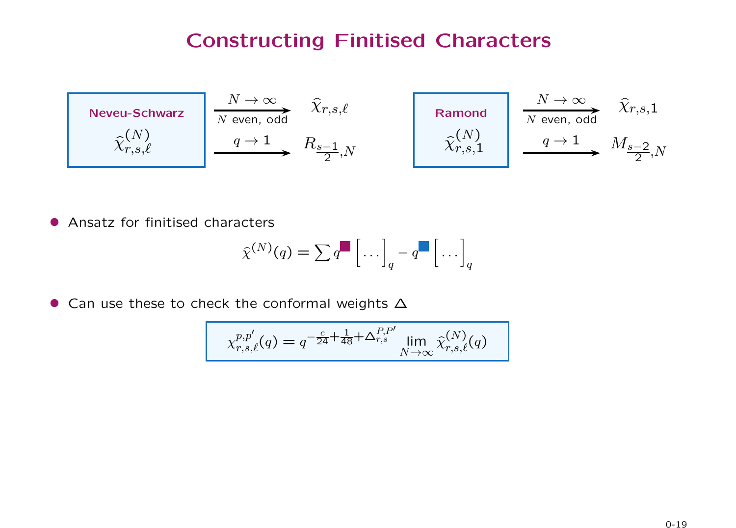# Constructing Finitised Characters

**Neveu-Schwarz** $\widehat{\chi}^{(N)}_{r,s,\ell}$

$$\widehat{\chi}^{(N)}_{r,s,\ell} \xrightarrow[N \text{ even, odd}]{N \to \infty} \widehat{\chi}_{r,s,\ell}$$

$$\widehat{\chi}^{(N)}_{r,s,\ell} \xrightarrow{q \to 1} R_{\frac{s-1}{2},N}$$

**Ramond** $\widehat{\chi}^{(N)}_{r,s,1}$

$$\widehat{\chi}^{(N)}_{r,s,1} \xrightarrow[N \text{ even, odd}]{N \to \infty} \widehat{\chi}_{r,s,1}$$

$$\widehat{\chi}^{(N)}_{r,s,1} \xrightarrow{q \to 1} M_{\frac{s-2}{2},N}$$

- Ansatz for finitised characters

$$\widehat{\chi}^{(N)}(q) = \sum q^{\blacksquare} \left[\ \dots\ \right]_q - q^{\blacksquare} \left[\ \dots\ \right]_q$$

- Can use these to check the conformal weights $\Delta$

$$\chi^{p,p'}_{r,s,\ell}(q) = q^{-\frac{c}{24}+\frac{1}{48}+\Delta^{P,P'}_{r,s}} \lim_{N\to\infty} \widehat{\chi}^{(N)}_{r,s,\ell}(q)$$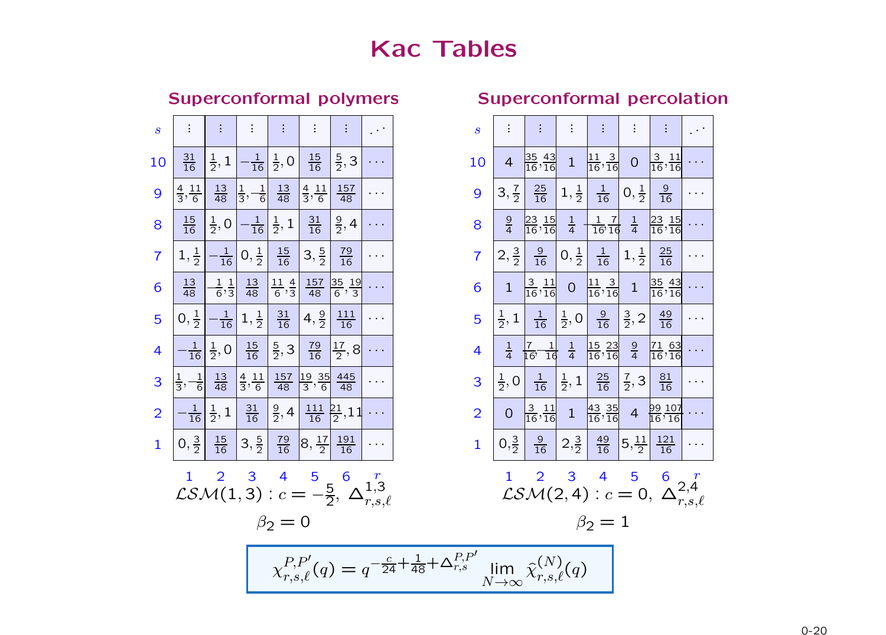# Kac Tables

## Superconformal polymers

| $s$ | | | | | | | |
|---|---|---|---|---|---|---|---|
| | ⋮ | ⋮ | ⋮ | ⋮ | ⋮ | ⋮ | ⋰ |
| 10 | $\frac{31}{16}$ | $\frac{1}{2},1$ | $-\frac{1}{16}$ | $\frac{1}{2},0$ | $\frac{15}{16}$ | $\frac{5}{2},3$ | ⋯ |
| 9 | $\frac{4}{3},\frac{11}{6}$ | $\frac{13}{48}$ | $\frac{1}{3},-\frac{1}{6}$ | $\frac{13}{48}$ | $\frac{4}{3},\frac{11}{6}$ | $\frac{157}{48}$ | ⋯ |
| 8 | $\frac{15}{16}$ | $\frac{1}{2},0$ | $-\frac{1}{16}$ | $\frac{1}{2},1$ | $\frac{31}{16}$ | $\frac{9}{2},4$ | ⋯ |
| 7 | $1,\frac{1}{2}$ | $-\frac{1}{16}$ | $0,\frac{1}{2}$ | $\frac{15}{16}$ | $3,\frac{5}{2}$ | $\frac{79}{16}$ | ⋯ |
| 6 | $\frac{13}{48}$ | $-\frac{1}{6},\frac{1}{3}$ | $\frac{13}{48}$ | $\frac{11}{6},\frac{4}{3}$ | $\frac{157}{48}$ | $\frac{35}{6},\frac{19}{3}$ | ⋯ |
| 5 | $0,\frac{1}{2}$ | $-\frac{1}{16}$ | $1,\frac{1}{2}$ | $\frac{31}{16}$ | $4,\frac{9}{2}$ | $\frac{111}{16}$ | ⋯ |
| 4 | $-\frac{1}{16}$ | $\frac{1}{2},0$ | $\frac{15}{16}$ | $\frac{5}{2},3$ | $\frac{79}{16}$ | $\frac{17}{2},8$ | ⋯ |
| 3 | $\frac{1}{3},-\frac{1}{6}$ | $\frac{13}{48}$ | $\frac{4}{3},\frac{11}{6}$ | $\frac{157}{48}$ | $\frac{19}{3},\frac{35}{6}$ | $\frac{445}{48}$ | ⋯ |
| 2 | $-\frac{1}{16}$ | $\frac{1}{2},1$ | $\frac{31}{16}$ | $\frac{9}{2},4$ | $\frac{111}{16}$ | $\frac{21}{2},11$ | ⋯ |
| 1 | $0,\frac{3}{2}$ | $\frac{15}{16}$ | $3,\frac{5}{2}$ | $\frac{79}{16}$ | $8,\frac{17}{2}$ | $\frac{191}{16}$ | ⋯ |
| | 1 | 2 | 3 | 4 | 5 | 6 | $r$ |

$\mathcal{LSM}(1,3): c=-\frac{5}{2},\ \Delta^{1,3}_{r,s,\ell}$

$\beta_2 = 0$

## Superconformal percolation

| $s$ | | | | | | | |
|---|---|---|---|---|---|---|---|
| | ⋮ | ⋮ | ⋮ | ⋮ | ⋮ | ⋮ | ⋰ |
| 10 | $4$ | $\frac{35}{16},\frac{43}{16}$ | $1$ | $\frac{11}{16},\frac{3}{16}$ | $0$ | $\frac{3}{16},\frac{11}{16}$ | ⋯ |
| 9 | $3,\frac{7}{2}$ | $\frac{25}{16}$ | $1,\frac{1}{2}$ | $\frac{1}{16}$ | $0,\frac{1}{2}$ | $\frac{9}{16}$ | ⋯ |
| 8 | $\frac{9}{4}$ | $\frac{23}{16},\frac{15}{16}$ | $\frac{1}{4}$ | $-\frac{1}{16},\frac{7}{16}$ | $\frac{1}{4}$ | $\frac{23}{16},\frac{15}{16}$ | ⋯ |
| 7 | $2,\frac{3}{2}$ | $\frac{9}{16}$ | $0,\frac{1}{2}$ | $\frac{1}{16}$ | $1,\frac{1}{2}$ | $\frac{25}{16}$ | ⋯ |
| 6 | $1$ | $\frac{3}{16},\frac{11}{16}$ | $0$ | $\frac{11}{16},\frac{3}{16}$ | $1$ | $\frac{35}{16},\frac{43}{16}$ | ⋯ |
| 5 | $\frac{1}{2},1$ | $\frac{1}{16}$ | $\frac{1}{2},0$ | $\frac{9}{16}$ | $\frac{3}{2},2$ | $\frac{49}{16}$ | ⋯ |
| 4 | $\frac{1}{4}$ | $\frac{7}{16},-\frac{1}{16}$ | $\frac{1}{4}$ | $\frac{15}{16},\frac{23}{16}$ | $\frac{9}{4}$ | $\frac{71}{16},\frac{63}{16}$ | ⋯ |
| 3 | $\frac{1}{2},0$ | $\frac{1}{16}$ | $\frac{1}{2},1$ | $\frac{25}{16}$ | $\frac{7}{2},3$ | $\frac{81}{16}$ | ⋯ |
| 2 | $0$ | $\frac{3}{16},\frac{11}{16}$ | $1$ | $\frac{43}{16},\frac{35}{16}$ | $4$ | $\frac{99}{16},\frac{107}{16}$ | ⋯ |
| 1 | $0,\frac{3}{2}$ | $\frac{9}{16}$ | $2,\frac{3}{2}$ | $\frac{49}{16}$ | $5,\frac{11}{2}$ | $\frac{121}{16}$ | ⋯ |
| | 1 | 2 | 3 | 4 | 5 | 6 | $r$ |

$\mathcal{LSM}(2,4): c=0,\ \Delta^{2,4}_{r,s,\ell}$

$\beta_2 = 1$

$$\chi^{P,P'}_{r,s,\ell}(q) = q^{-\frac{c}{24}+\frac{1}{48}+\Delta^{P,P'}_{r,s}} \lim_{N\to\infty} \widehat{\chi}^{(N)}_{r,s,\ell}(q)$$